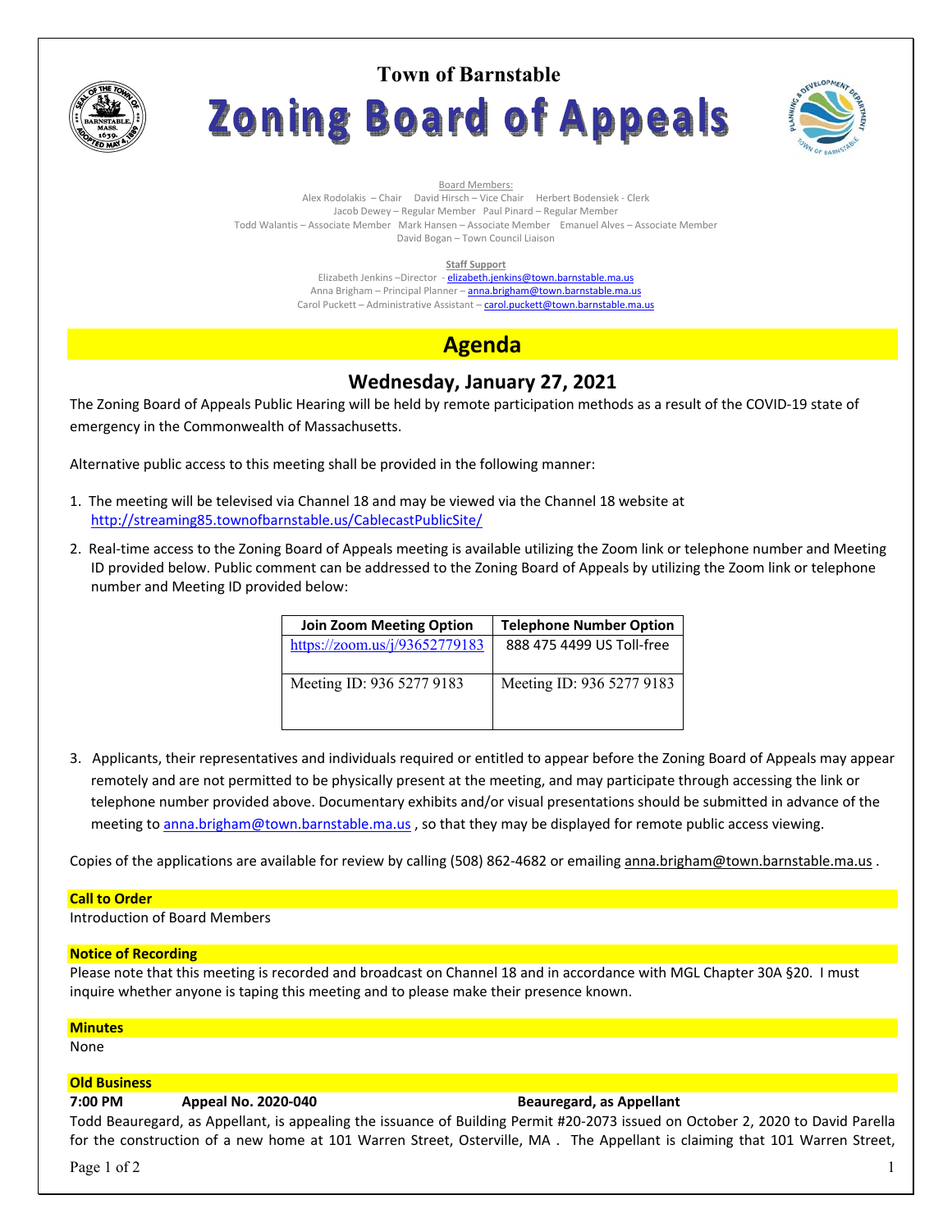# Town of Barnstable

# Zoning Board of Appeals

Board Members:

Alex Rodolakis – Chair David Hirsch – Vice Chair Herbert Bodensiek - Clerk
Jacob Dewey – Regular Member Paul Pinard – Regular Member
Todd Walantis – Associate Member Mark Hansen – Associate Member Emanuel Alves – Associate Member
David Bogan – Town Council Liaison

**Staff Support**

Elizabeth Jenkins –Director - elizabeth.jenkins@town.barnstable.ma.us
Anna Brigham – Principal Planner – anna.brigham@town.barnstable.ma.us
Carol Puckett – Administrative Assistant – carol.puckett@town.barnstable.ma.us

## Agenda

### Wednesday, January 27, 2021

The Zoning Board of Appeals Public Hearing will be held by remote participation methods as a result of the COVID-19 state of emergency in the Commonwealth of Massachusetts.

Alternative public access to this meeting shall be provided in the following manner:

1. The meeting will be televised via Channel 18 and may be viewed via the Channel 18 website at http://streaming85.townofbarnstable.us/CablecastPublicSite/
2. Real-time access to the Zoning Board of Appeals meeting is available utilizing the Zoom link or telephone number and Meeting ID provided below. Public comment can be addressed to the Zoning Board of Appeals by utilizing the Zoom link or telephone number and Meeting ID provided below:

| Join Zoom Meeting Option | Telephone Number Option |
|---|---|
| https://zoom.us/j/93652779183 | 888 475 4499 US Toll-free |
| Meeting ID: 936 5277 9183 | Meeting ID: 936 5277 9183 |

3. Applicants, their representatives and individuals required or entitled to appear before the Zoning Board of Appeals may appear remotely and are not permitted to be physically present at the meeting, and may participate through accessing the link or telephone number provided above. Documentary exhibits and/or visual presentations should be submitted in advance of the meeting to anna.brigham@town.barnstable.ma.us , so that they may be displayed for remote public access viewing.

Copies of the applications are available for review by calling (508) 862-4682 or emailing anna.brigham@town.barnstable.ma.us .

**Call to Order**

Introduction of Board Members

**Notice of Recording**

Please note that this meeting is recorded and broadcast on Channel 18 and in accordance with MGL Chapter 30A §20. I must inquire whether anyone is taping this meeting and to please make their presence known.

**Minutes**

None

**Old Business**

**7:00 PM Appeal No. 2020-040 Beauregard, as Appellant**

Todd Beauregard, as Appellant, is appealing the issuance of Building Permit #20-2073 issued on October 2, 2020 to David Parella for the construction of a new home at 101 Warren Street, Osterville, MA . The Appellant is claiming that 101 Warren Street,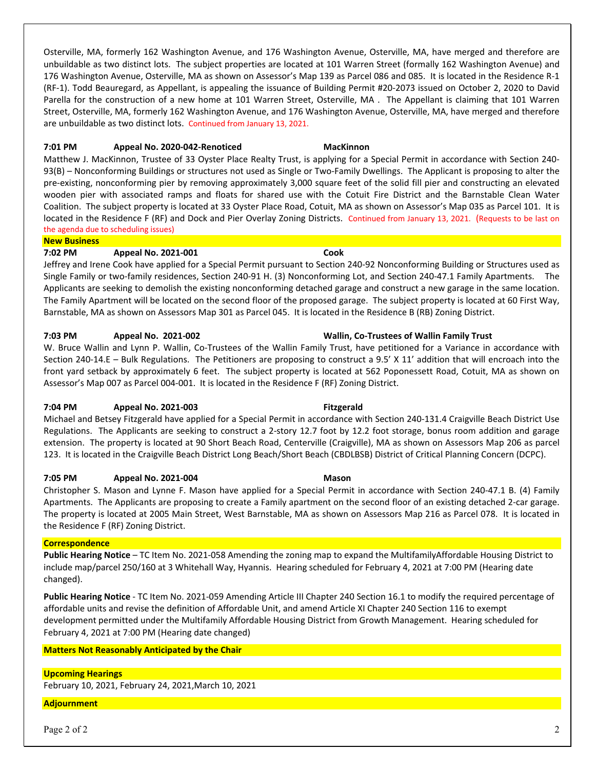Osterville, MA, formerly 162 Washington Avenue, and 176 Washington Avenue, Osterville, MA, have merged and therefore are unbuildable as two distinct lots. The subject properties are located at 101 Warren Street (formally 162 Washington Avenue) and 176 Washington Avenue, Osterville, MA as shown on Assessor's Map 139 as Parcel 086 and 085. It is located in the Residence R-1 (RF-1). Todd Beauregard, as Appellant, is appealing the issuance of Building Permit #20-2073 issued on October 2, 2020 to David Parella for the construction of a new home at 101 Warren Street, Osterville, MA . The Appellant is claiming that 101 Warren Street, Osterville, MA, formerly 162 Washington Avenue, and 176 Washington Avenue, Osterville, MA, have merged and therefore are unbuildable as two distinct lots. Continued from January 13, 2021.

**7:01 PM Appeal No. 2020-042-Renoticed MacKinnon**

Matthew J. MacKinnon, Trustee of 33 Oyster Place Realty Trust, is applying for a Special Permit in accordance with Section 240-93(B) – Nonconforming Buildings or structures not used as Single or Two-Family Dwellings. The Applicant is proposing to alter the pre-existing, nonconforming pier by removing approximately 3,000 square feet of the solid fill pier and constructing an elevated wooden pier with associated ramps and floats for shared use with the Cotuit Fire District and the Barnstable Clean Water Coalition. The subject property is located at 33 Oyster Place Road, Cotuit, MA as shown on Assessor's Map 035 as Parcel 101. It is located in the Residence F (RF) and Dock and Pier Overlay Zoning Districts. Continued from January 13, 2021. (Requests to be last on the agenda due to scheduling issues)

**New Business**

**7:02 PM Appeal No. 2021-001 Cook**

Jeffrey and Irene Cook have applied for a Special Permit pursuant to Section 240-92 Nonconforming Building or Structures used as Single Family or two-family residences, Section 240-91 H. (3) Nonconforming Lot, and Section 240-47.1 Family Apartments. The Applicants are seeking to demolish the existing nonconforming detached garage and construct a new garage in the same location. The Family Apartment will be located on the second floor of the proposed garage. The subject property is located at 60 First Way, Barnstable, MA as shown on Assessors Map 301 as Parcel 045. It is located in the Residence B (RB) Zoning District.

**7:03 PM Appeal No. 2021-002 Wallin, Co-Trustees of Wallin Family Trust**

W. Bruce Wallin and Lynn P. Wallin, Co-Trustees of the Wallin Family Trust, have petitioned for a Variance in accordance with Section 240-14.E – Bulk Regulations. The Petitioners are proposing to construct a 9.5' X 11' addition that will encroach into the front yard setback by approximately 6 feet. The subject property is located at 562 Poponessett Road, Cotuit, MA as shown on Assessor's Map 007 as Parcel 004-001. It is located in the Residence F (RF) Zoning District.

**7:04 PM Appeal No. 2021-003 Fitzgerald**

Michael and Betsey Fitzgerald have applied for a Special Permit in accordance with Section 240-131.4 Craigville Beach District Use Regulations. The Applicants are seeking to construct a 2-story 12.7 foot by 12.2 foot storage, bonus room addition and garage extension. The property is located at 90 Short Beach Road, Centerville (Craigville), MA as shown on Assessors Map 206 as parcel 123. It is located in the Craigville Beach District Long Beach/Short Beach (CBDLBSB) District of Critical Planning Concern (DCPC).

**7:05 PM Appeal No. 2021-004 Mason**

Christopher S. Mason and Lynne F. Mason have applied for a Special Permit in accordance with Section 240-47.1 B. (4) Family Apartments. The Applicants are proposing to create a Family apartment on the second floor of an existing detached 2-car garage. The property is located at 2005 Main Street, West Barnstable, MA as shown on Assessors Map 216 as Parcel 078. It is located in the Residence F (RF) Zoning District.

**Correspondence**

**Public Hearing Notice** – TC Item No. 2021-058 Amending the zoning map to expand the MultifamilyAffordable Housing District to include map/parcel 250/160 at 3 Whitehall Way, Hyannis. Hearing scheduled for February 4, 2021 at 7:00 PM (Hearing date changed).

**Public Hearing Notice** - TC Item No. 2021-059 Amending Article III Chapter 240 Section 16.1 to modify the required percentage of affordable units and revise the definition of Affordable Unit, and amend Article XI Chapter 240 Section 116 to exempt development permitted under the Multifamily Affordable Housing District from Growth Management. Hearing scheduled for February 4, 2021 at 7:00 PM (Hearing date changed)

**Matters Not Reasonably Anticipated by the Chair**

**Upcoming Hearings**

February 10, 2021, February 24, 2021,March 10, 2021

**Adjournment**